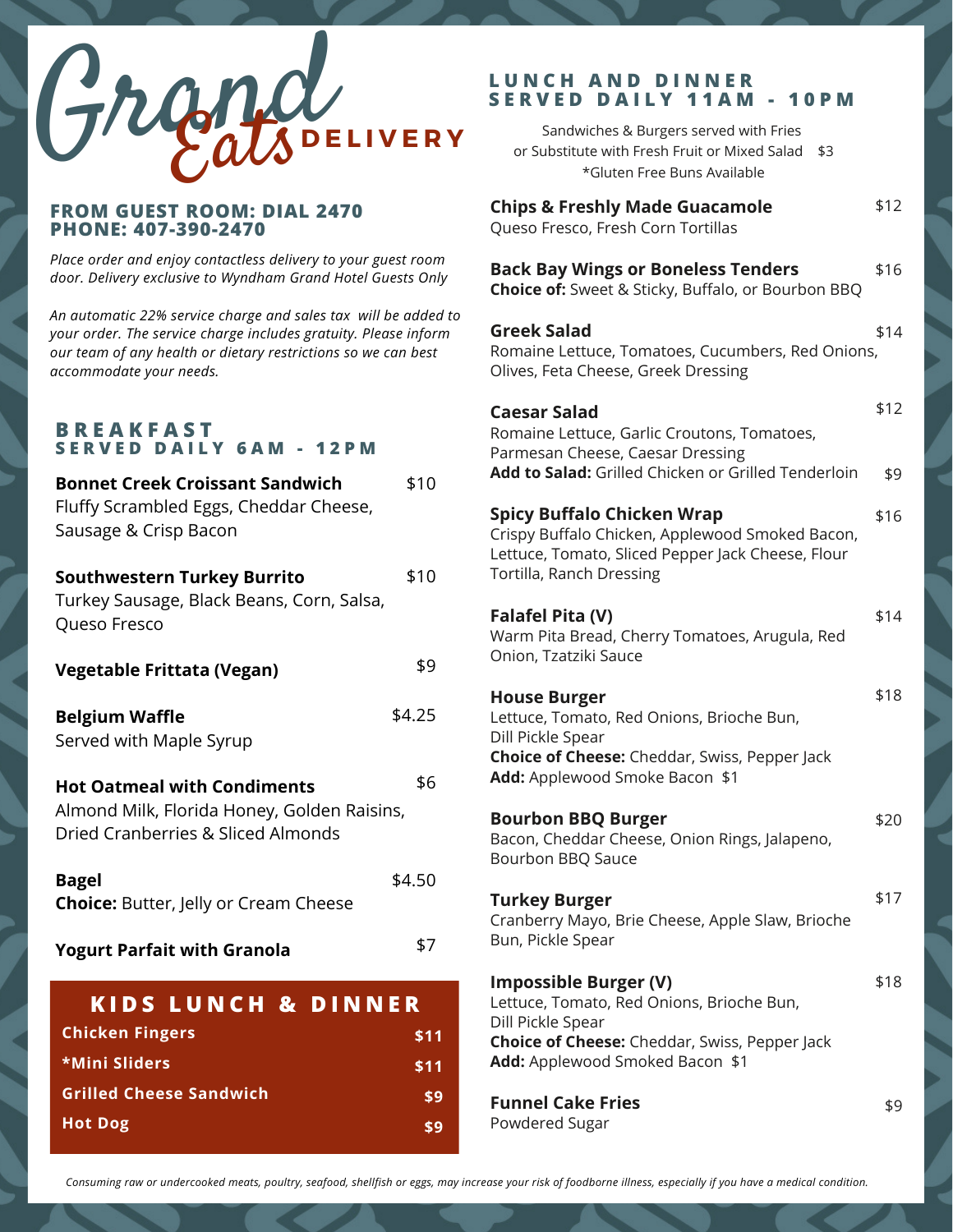# Grand Eats DELIVERY

**FROM GUEST ROOM: DIAL 2470**
**PHONE: 407-390-2470**

*Place order and enjoy contactless delivery to your guest room door. Delivery exclusive to Wyndham Grand Hotel Guests Only*

*An automatic 22% service charge and sales tax will be added to your order. The service charge includes gratuity. Please inform our team of any health or dietary restrictions so we can best accommodate your needs.*

## BREAKFAST
### SERVED DAILY 6AM - 12PM

**Bonnet Creek Croissant Sandwich** $10
Fluffy Scrambled Eggs, Cheddar Cheese, Sausage & Crisp Bacon

**Southwestern Turkey Burrito** $10
Turkey Sausage, Black Beans, Corn, Salsa, Queso Fresco

**Vegetable Frittata (Vegan)** $9

**Belgium Waffle** $4.25
Served with Maple Syrup

**Hot Oatmeal with Condiments** $6
Almond Milk, Florida Honey, Golden Raisins, Dried Cranberries & Sliced Almonds

**Bagel** $4.50
**Choice:** Butter, Jelly or Cream Cheese

**Yogurt Parfait with Granola** $7

## KIDS LUNCH & DINNER

| Item | Price |
|---|---|
| Chicken Fingers | $11 |
| *Mini Sliders | $11 |
| Grilled Cheese Sandwich | $9 |
| Hot Dog | $9 |

## LUNCH AND DINNER
### SERVED DAILY 11AM - 10PM

Sandwiches & Burgers served with Fries
or Substitute with Fresh Fruit or Mixed Salad $3
*Gluten Free Buns Available

**Chips & Freshly Made Guacamole** $12
Queso Fresco, Fresh Corn Tortillas

**Back Bay Wings or Boneless Tenders** $16
**Choice of:** Sweet & Sticky, Buffalo, or Bourbon BBQ

**Greek Salad** $14
Romaine Lettuce, Tomatoes, Cucumbers, Red Onions, Olives, Feta Cheese, Greek Dressing

**Caesar Salad** $12
Romaine Lettuce, Garlic Croutons, Tomatoes, Parmesan Cheese, Caesar Dressing
**Add to Salad:** Grilled Chicken or Grilled Tenderloin $9

**Spicy Buffalo Chicken Wrap** $16
Crispy Buffalo Chicken, Applewood Smoked Bacon, Lettuce, Tomato, Sliced Pepper Jack Cheese, Flour Tortilla, Ranch Dressing

**Falafel Pita (V)** $14
Warm Pita Bread, Cherry Tomatoes, Arugula, Red Onion, Tzatziki Sauce

**House Burger** $18
Lettuce, Tomato, Red Onions, Brioche Bun, Dill Pickle Spear
**Choice of Cheese:** Cheddar, Swiss, Pepper Jack
**Add:** Applewood Smoke Bacon $1

**Bourbon BBQ Burger** $20
Bacon, Cheddar Cheese, Onion Rings, Jalapeno, Bourbon BBQ Sauce

**Turkey Burger** $17
Cranberry Mayo, Brie Cheese, Apple Slaw, Brioche Bun, Pickle Spear

**Impossible Burger (V)** $18
Lettuce, Tomato, Red Onions, Brioche Bun, Dill Pickle Spear
**Choice of Cheese:** Cheddar, Swiss, Pepper Jack
**Add:** Applewood Smoked Bacon $1

**Funnel Cake Fries** $9
Powdered Sugar

*Consuming raw or undercooked meats, poultry, seafood, shellfish or eggs, may increase your risk of foodborne illness, especially if you have a medical condition.*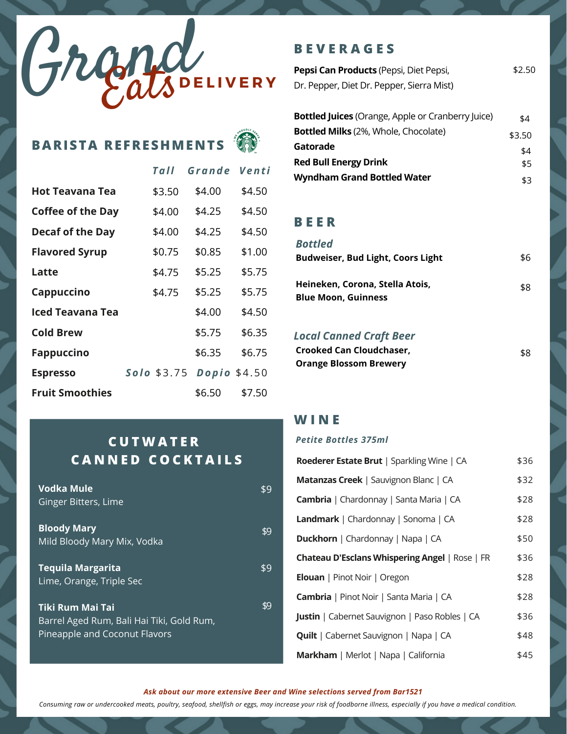# Grand Eats DELIVERY

## BARISTA REFRESHMENTS

| | Tall | Grande | Venti |
|---|---|---|---|
| **Hot Teavana Tea** | $3.50 | $4.00 | $4.50 |
| **Coffee of the Day** | $4.00 | $4.25 | $4.50 |
| **Decaf of the Day** | $4.00 | $4.25 | $4.50 |
| **Flavored Syrup** | $0.75 | $0.85 | $1.00 |
| **Latte** | $4.75 | $5.25 | $5.75 |
| **Cappuccino** | $4.75 | $5.25 | $5.75 |
| **Iced Teavana Tea** | | $4.00 | $4.50 |
| **Cold Brew** | | $5.75 | $6.35 |
| **Fappuccino** | | $6.35 | $6.75 |
| **Espresso** | *Solo* $3.75 | *Dopio* $4.50 | |
| **Fruit Smoothies** | | $6.50 | $7.50 |

## CUTWATER CANNED COCKTAILS

**Vodka Mule** — $9
Ginger Bitters, Lime

**Bloody Mary** — $9
Mild Bloody Mary Mix, Vodka

**Tequila Margarita** — $9
Lime, Orange, Triple Sec

**Tiki Rum Mai Tai** — $9
Barrel Aged Rum, Bali Hai Tiki, Gold Rum, Pineapple and Coconut Flavors

## BEVERAGES

| | |
|---|---|
| **Pepsi Can Products** (Pepsi, Diet Pepsi, Dr. Pepper, Diet Dr. Pepper, Sierra Mist) | $2.50 |
| **Bottled Juices** (Orange, Apple or Cranberry Juice) | $4 |
| **Bottled Milks** (2%, Whole, Chocolate) | $3.50 |
| **Gatorade** | $4 |
| **Red Bull Energy Drink** | $5 |
| **Wyndham Grand Bottled Water** | $3 |

## BEER

### *Bottled*

| | |
|---|---|
| **Budweiser, Bud Light, Coors Light** | $6 |
| **Heineken, Corona, Stella Atois, Blue Moon, Guinness** | $8 |

### *Local Canned Craft Beer*

| | |
|---|---|
| **Crooked Can Cloudchaser, Orange Blossom Brewery** | $8 |

## WINE

### *Petite Bottles 375ml*

| | |
|---|---|
| **Roederer Estate Brut** \| Sparkling Wine \| CA | $36 |
| **Matanzas Creek** \| Sauvignon Blanc \| CA | $32 |
| **Cambria** \| Chardonnay \| Santa Maria \| CA | $28 |
| **Landmark** \| Chardonnay \| Sonoma \| CA | $28 |
| **Duckhorn** \| Chardonnay \| Napa \| CA | $50 |
| **Chateau D'Esclans Whispering Angel** \| Rose \| FR | $36 |
| **Elouan** \| Pinot Noir \| Oregon | $28 |
| **Cambria** \| Pinot Noir \| Santa Maria \| CA | $28 |
| **Justin** \| Cabernet Sauvignon \| Paso Robles \| CA | $36 |
| **Quilt** \| Cabernet Sauvignon \| Napa \| CA | $48 |
| **Markham** \| Merlot \| Napa \| California | $45 |

*Ask about our more extensive Beer and Wine selections served from Bar1521*

*Consuming raw or undercooked meats, poultry, seafood, shellfish or eggs, may increase your risk of foodborne illness, especially if you have a medical condition.*